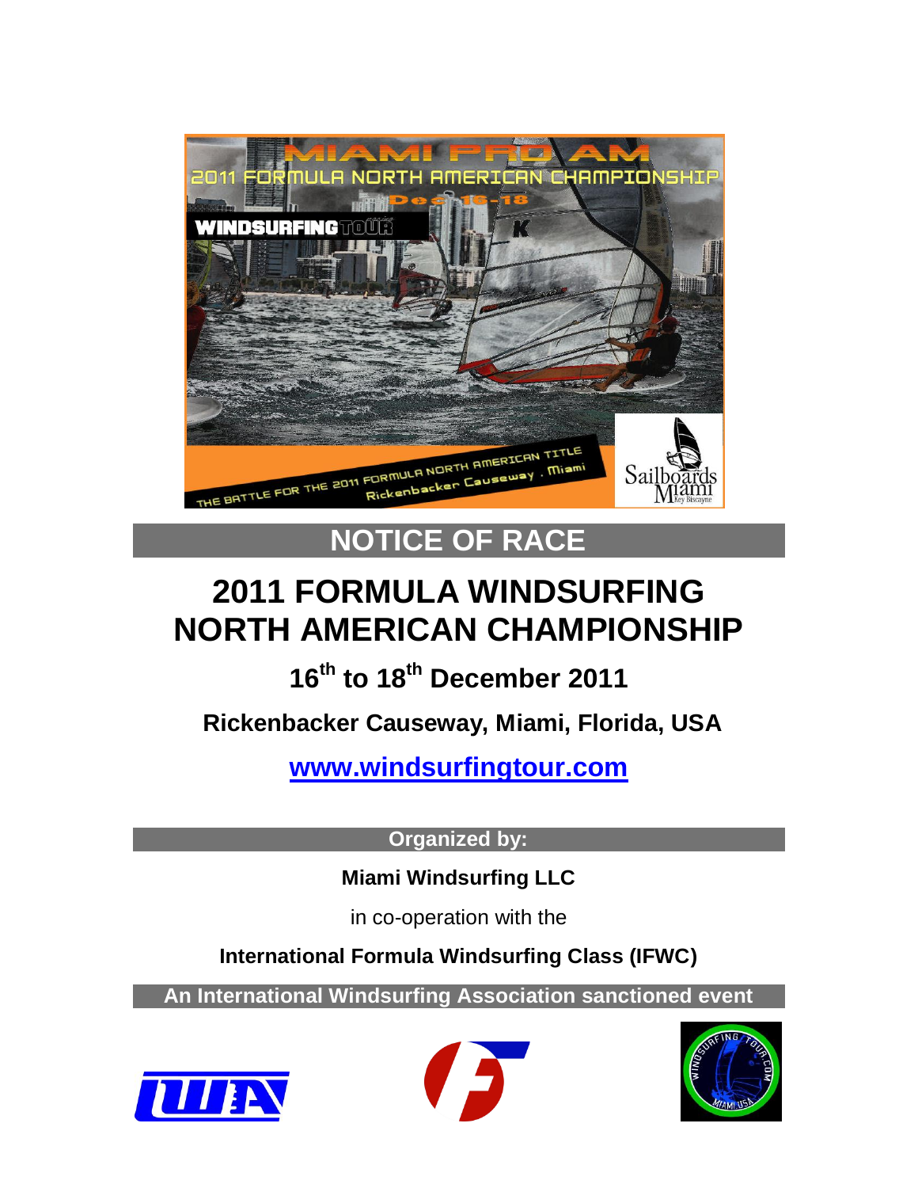# NOTICE OF RACE

# 2011 FORMULA WINDSURFING NORTH AMERICAN CHAMPIONSHIP

## 16th to 18th December 2011

### Rickenbacker Causeway, Miami, Florida, USA

**www.windsurfingtour.com**

**Organized by:**

**Miami Windsurfing LLC**

in co-operation with the

**International Formula Windsurfing Class (IFWC)**

**An International Windsurfing Association sanctioned event**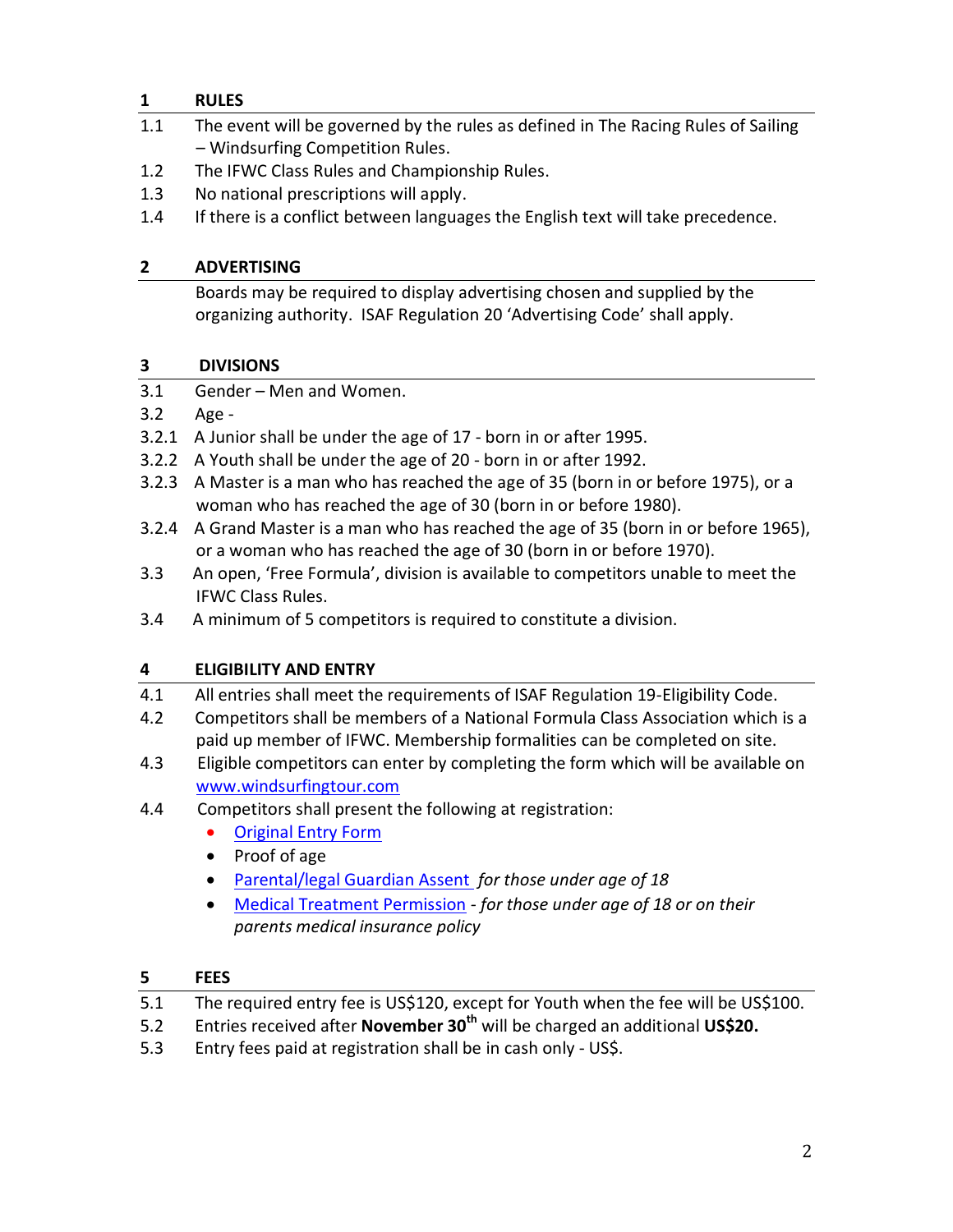## 1 RULES

1.1 The event will be governed by the rules as defined in The Racing Rules of Sailing – Windsurfing Competition Rules.

1.2 The IFWC Class Rules and Championship Rules.

1.3 No national prescriptions will apply.

1.4 If there is a conflict between languages the English text will take precedence.

## 2 ADVERTISING

Boards may be required to display advertising chosen and supplied by the organizing authority. ISAF Regulation 20 'Advertising Code' shall apply.

## 3 DIVISIONS

3.1 Gender – Men and Women.

3.2 Age -

3.2.1 A Junior shall be under the age of 17 - born in or after 1995.

3.2.2 A Youth shall be under the age of 20 - born in or after 1992.

3.2.3 A Master is a man who has reached the age of 35 (born in or before 1975), or a woman who has reached the age of 30 (born in or before 1980).

3.2.4 A Grand Master is a man who has reached the age of 35 (born in or before 1965), or a woman who has reached the age of 30 (born in or before 1970).

3.3 An open, 'Free Formula', division is available to competitors unable to meet the IFWC Class Rules.

3.4 A minimum of 5 competitors is required to constitute a division.

## 4 ELIGIBILITY AND ENTRY

4.1 All entries shall meet the requirements of ISAF Regulation 19-Eligibility Code.

4.2 Competitors shall be members of a National Formula Class Association which is a paid up member of IFWC. Membership formalities can be completed on site.

4.3 Eligible competitors can enter by completing the form which will be available on www.windsurfingtour.com

4.4 Competitors shall present the following at registration:

- Original Entry Form
- Proof of age
- Parental/legal Guardian Assent *for those under age of 18*
- Medical Treatment Permission *- for those under age of 18 or on their parents medical insurance policy*

## 5 FEES

5.1 The required entry fee is US$120, except for Youth when the fee will be US$100.

5.2 Entries received after **November 30th** will be charged an additional **US$20.**

5.3 Entry fees paid at registration shall be in cash only - US$.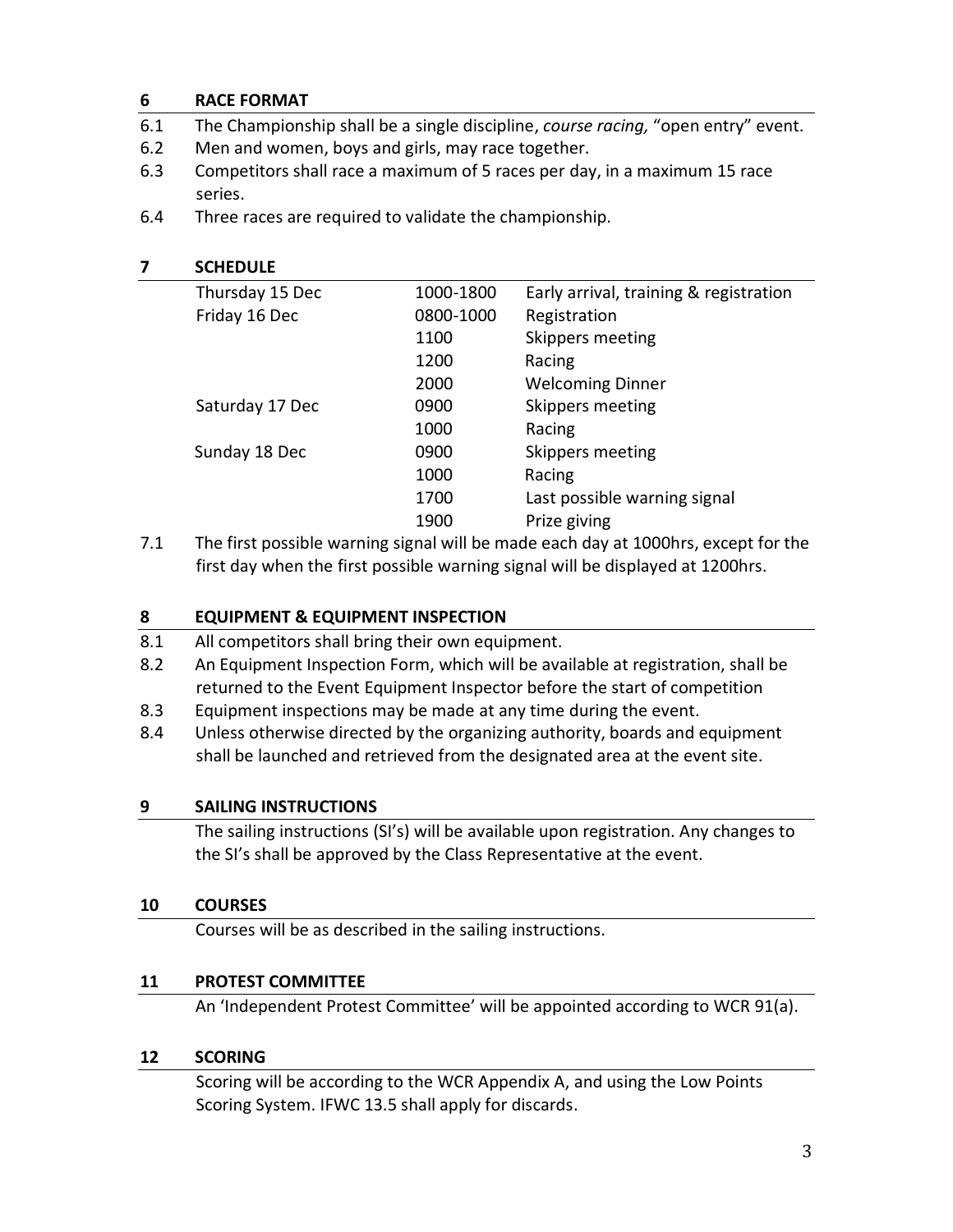## 6 RACE FORMAT

6.1 The Championship shall be a single discipline, *course racing,* "open entry" event.

6.2 Men and women, boys and girls, may race together.

6.3 Competitors shall race a maximum of 5 races per day, in a maximum 15 race series.

6.4 Three races are required to validate the championship.

## 7 SCHEDULE

| | | |
|---|---|---|
| Thursday 15 Dec | 1000-1800 | Early arrival, training & registration |
| Friday 16 Dec | 0800-1000 | Registration |
| | 1100 | Skippers meeting |
| | 1200 | Racing |
| | 2000 | Welcoming Dinner |
| Saturday 17 Dec | 0900 | Skippers meeting |
| | 1000 | Racing |
| Sunday 18 Dec | 0900 | Skippers meeting |
| | 1000 | Racing |
| | 1700 | Last possible warning signal |
| | 1900 | Prize giving |

7.1 The first possible warning signal will be made each day at 1000hrs, except for the first day when the first possible warning signal will be displayed at 1200hrs.

## 8 EQUIPMENT & EQUIPMENT INSPECTION

8.1 All competitors shall bring their own equipment.

8.2 An Equipment Inspection Form, which will be available at registration, shall be returned to the Event Equipment Inspector before the start of competition

8.3 Equipment inspections may be made at any time during the event.

8.4 Unless otherwise directed by the organizing authority, boards and equipment shall be launched and retrieved from the designated area at the event site.

## 9 SAILING INSTRUCTIONS

The sailing instructions (SI's) will be available upon registration. Any changes to the SI's shall be approved by the Class Representative at the event.

## 10 COURSES

Courses will be as described in the sailing instructions.

## 11 PROTEST COMMITTEE

An 'Independent Protest Committee' will be appointed according to WCR 91(a).

## 12 SCORING

Scoring will be according to the WCR Appendix A, and using the Low Points Scoring System. IFWC 13.5 shall apply for discards.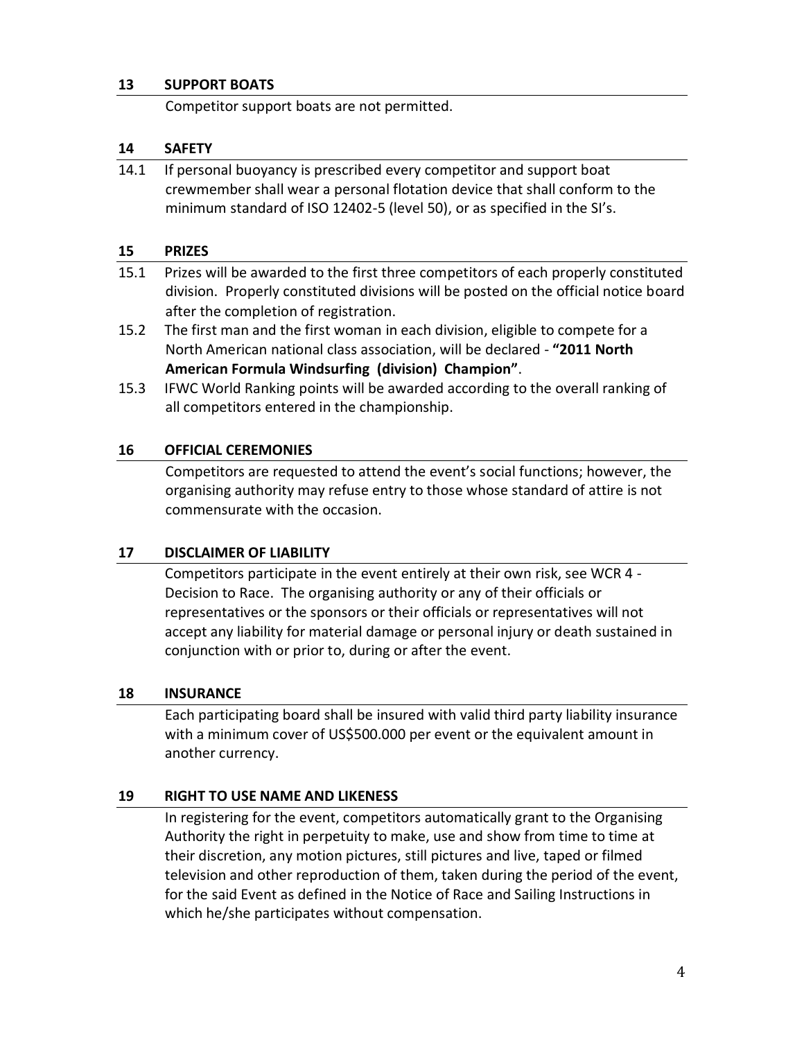## 13 SUPPORT BOATS

Competitor support boats are not permitted.

## 14 SAFETY

14.1 If personal buoyancy is prescribed every competitor and support boat crewmember shall wear a personal flotation device that shall conform to the minimum standard of ISO 12402-5 (level 50), or as specified in the SI's.

## 15 PRIZES

15.1 Prizes will be awarded to the first three competitors of each properly constituted division. Properly constituted divisions will be posted on the official notice board after the completion of registration.

15.2 The first man and the first woman in each division, eligible to compete for a North American national class association, will be declared - **"2011 North American Formula Windsurfing (division) Champion"**.

15.3 IFWC World Ranking points will be awarded according to the overall ranking of all competitors entered in the championship.

## 16 OFFICIAL CEREMONIES

Competitors are requested to attend the event's social functions; however, the organising authority may refuse entry to those whose standard of attire is not commensurate with the occasion.

## 17 DISCLAIMER OF LIABILITY

Competitors participate in the event entirely at their own risk, see WCR 4 - Decision to Race. The organising authority or any of their officials or representatives or the sponsors or their officials or representatives will not accept any liability for material damage or personal injury or death sustained in conjunction with or prior to, during or after the event.

## 18 INSURANCE

Each participating board shall be insured with valid third party liability insurance with a minimum cover of US$500.000 per event or the equivalent amount in another currency.

## 19 RIGHT TO USE NAME AND LIKENESS

In registering for the event, competitors automatically grant to the Organising Authority the right in perpetuity to make, use and show from time to time at their discretion, any motion pictures, still pictures and live, taped or filmed television and other reproduction of them, taken during the period of the event, for the said Event as defined in the Notice of Race and Sailing Instructions in which he/she participates without compensation.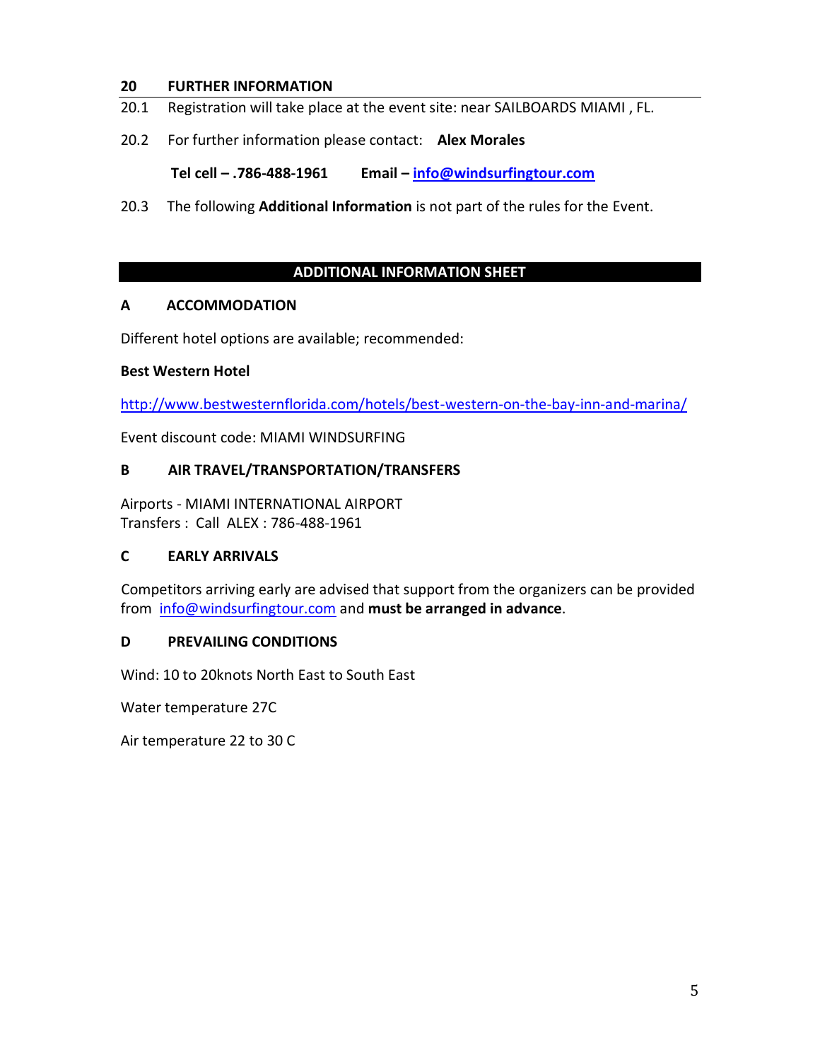## 20 FURTHER INFORMATION

20.1 Registration will take place at the event site: near SAILBOARDS MIAMI , FL.

20.2 For further information please contact: **Alex Morales**

**Tel cell – .786-488-1961** **Email – info@windsurfingtour.com**

20.3 The following **Additional Information** is not part of the rules for the Event.

## ADDITIONAL INFORMATION SHEET

### A ACCOMMODATION

Different hotel options are available; recommended:

**Best Western Hotel**

http://www.bestwesternflorida.com/hotels/best-western-on-the-bay-inn-and-marina/

Event discount code: MIAMI WINDSURFING

### B AIR TRAVEL/TRANSPORTATION/TRANSFERS

Airports - MIAMI INTERNATIONAL AIRPORT
Transfers : Call ALEX : 786-488-1961

### C EARLY ARRIVALS

Competitors arriving early are advised that support from the organizers can be provided from info@windsurfingtour.com and **must be arranged in advance**.

### D PREVAILING CONDITIONS

Wind: 10 to 20knots North East to South East

Water temperature 27C

Air temperature 22 to 30 C